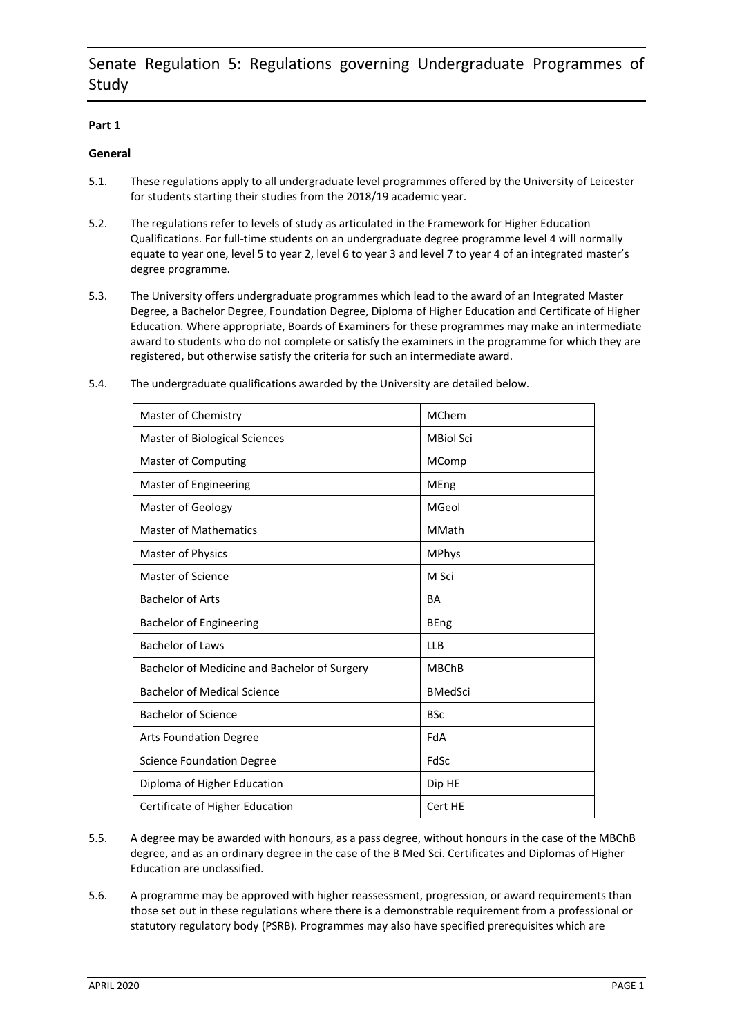# Senate Regulation 5: Regulations governing Undergraduate Programmes of Study

**Part 1**

**General**

5.1. These regulations apply to all undergraduate level programmes offered by the University of Leicester for students starting their studies from the 2018/19 academic year.

5.2. The regulations refer to levels of study as articulated in the Framework for Higher Education Qualifications. For full-time students on an undergraduate degree programme level 4 will normally equate to year one, level 5 to year 2, level 6 to year 3 and level 7 to year 4 of an integrated master's degree programme.

5.3. The University offers undergraduate programmes which lead to the award of an Integrated Master Degree, a Bachelor Degree, Foundation Degree, Diploma of Higher Education and Certificate of Higher Education. Where appropriate, Boards of Examiners for these programmes may make an intermediate award to students who do not complete or satisfy the examiners in the programme for which they are registered, but otherwise satisfy the criteria for such an intermediate award.

5.4. The undergraduate qualifications awarded by the University are detailed below.

| | |
|---|---|
| Master of Chemistry | MChem |
| Master of Biological Sciences | MBiol Sci |
| Master of Computing | MComp |
| Master of Engineering | MEng |
| Master of Geology | MGeol |
| Master of Mathematics | MMath |
| Master of Physics | MPhys |
| Master of Science | M Sci |
| Bachelor of Arts | BA |
| Bachelor of Engineering | BEng |
| Bachelor of Laws | LLB |
| Bachelor of Medicine and Bachelor of Surgery | MBChB |
| Bachelor of Medical Science | BMedSci |
| Bachelor of Science | BSc |
| Arts Foundation Degree | FdA |
| Science Foundation Degree | FdSc |
| Diploma of Higher Education | Dip HE |
| Certificate of Higher Education | Cert HE |

5.5. A degree may be awarded with honours, as a pass degree, without honours in the case of the MBChB degree, and as an ordinary degree in the case of the B Med Sci. Certificates and Diplomas of Higher Education are unclassified.

5.6. A programme may be approved with higher reassessment, progression, or award requirements than those set out in these regulations where there is a demonstrable requirement from a professional or statutory regulatory body (PSRB). Programmes may also have specified prerequisites which are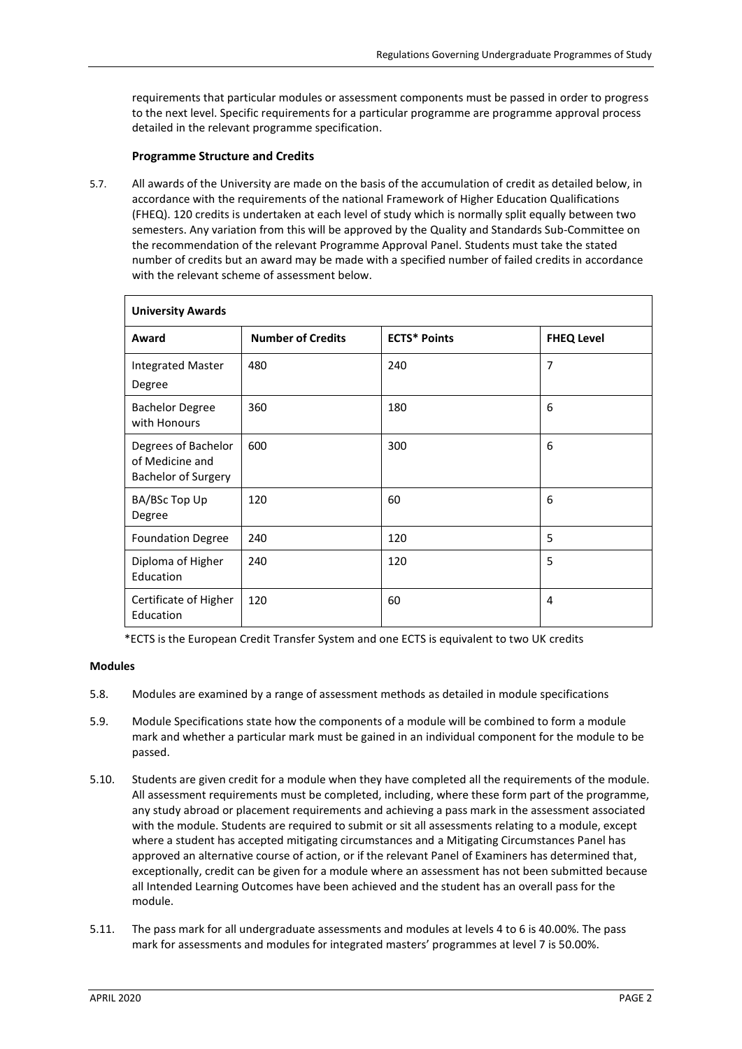requirements that particular modules or assessment components must be passed in order to progress to the next level. Specific requirements for a particular programme are programme approval process detailed in the relevant programme specification.

### Programme Structure and Credits

5.7. All awards of the University are made on the basis of the accumulation of credit as detailed below, in accordance with the requirements of the national Framework of Higher Education Qualifications (FHEQ). 120 credits is undertaken at each level of study which is normally split equally between two semesters. Any variation from this will be approved by the Quality and Standards Sub-Committee on the recommendation of the relevant Programme Approval Panel. Students must take the stated number of credits but an award may be made with a specified number of failed credits in accordance with the relevant scheme of assessment below.

| **University Awards** | | | |
|---|---|---|---|
| **Award** | **Number of Credits** | **ECTS* Points** | **FHEQ Level** |
| Integrated Master Degree | 480 | 240 | 7 |
| Bachelor Degree with Honours | 360 | 180 | 6 |
| Degrees of Bachelor of Medicine and Bachelor of Surgery | 600 | 300 | 6 |
| BA/BSc Top Up Degree | 120 | 60 | 6 |
| Foundation Degree | 240 | 120 | 5 |
| Diploma of Higher Education | 240 | 120 | 5 |
| Certificate of Higher Education | 120 | 60 | 4 |

*ECTS is the European Credit Transfer System and one ECTS is equivalent to two UK credits

### Modules

5.8. Modules are examined by a range of assessment methods as detailed in module specifications

5.9. Module Specifications state how the components of a module will be combined to form a module mark and whether a particular mark must be gained in an individual component for the module to be passed.

5.10. Students are given credit for a module when they have completed all the requirements of the module. All assessment requirements must be completed, including, where these form part of the programme, any study abroad or placement requirements and achieving a pass mark in the assessment associated with the module. Students are required to submit or sit all assessments relating to a module, except where a student has accepted mitigating circumstances and a Mitigating Circumstances Panel has approved an alternative course of action, or if the relevant Panel of Examiners has determined that, exceptionally, credit can be given for a module where an assessment has not been submitted because all Intended Learning Outcomes have been achieved and the student has an overall pass for the module.

5.11. The pass mark for all undergraduate assessments and modules at levels 4 to 6 is 40.00%. The pass mark for assessments and modules for integrated masters' programmes at level 7 is 50.00%.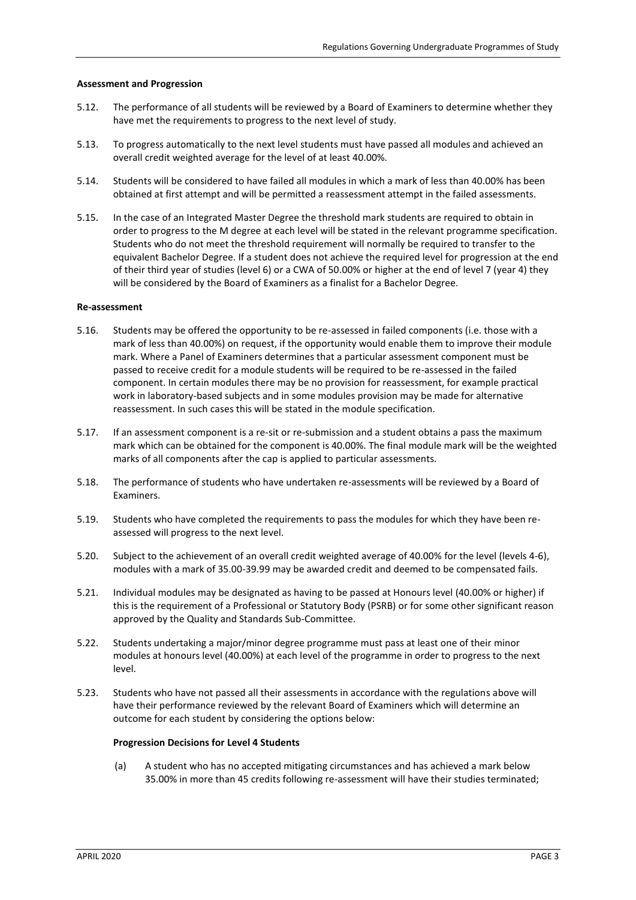### Assessment and Progression

5.12. The performance of all students will be reviewed by a Board of Examiners to determine whether they have met the requirements to progress to the next level of study.

5.13. To progress automatically to the next level students must have passed all modules and achieved an overall credit weighted average for the level of at least 40.00%.

5.14. Students will be considered to have failed all modules in which a mark of less than 40.00% has been obtained at first attempt and will be permitted a reassessment attempt in the failed assessments.

5.15. In the case of an Integrated Master Degree the threshold mark students are required to obtain in order to progress to the M degree at each level will be stated in the relevant programme specification. Students who do not meet the threshold requirement will normally be required to transfer to the equivalent Bachelor Degree. If a student does not achieve the required level for progression at the end of their third year of studies (level 6) or a CWA of 50.00% or higher at the end of level 7 (year 4) they will be considered by the Board of Examiners as a finalist for a Bachelor Degree.

### Re-assessment

5.16. Students may be offered the opportunity to be re-assessed in failed components (i.e. those with a mark of less than 40.00%) on request, if the opportunity would enable them to improve their module mark. Where a Panel of Examiners determines that a particular assessment component must be passed to receive credit for a module students will be required to be re-assessed in the failed component. In certain modules there may be no provision for reassessment, for example practical work in laboratory-based subjects and in some modules provision may be made for alternative reassessment. In such cases this will be stated in the module specification.

5.17. If an assessment component is a re-sit or re-submission and a student obtains a pass the maximum mark which can be obtained for the component is 40.00%. The final module mark will be the weighted marks of all components after the cap is applied to particular assessments.

5.18. The performance of students who have undertaken re-assessments will be reviewed by a Board of Examiners.

5.19. Students who have completed the requirements to pass the modules for which they have been re-assessed will progress to the next level.

5.20. Subject to the achievement of an overall credit weighted average of 40.00% for the level (levels 4-6), modules with a mark of 35.00-39.99 may be awarded credit and deemed to be compensated fails.

5.21. Individual modules may be designated as having to be passed at Honours level (40.00% or higher) if this is the requirement of a Professional or Statutory Body (PSRB) or for some other significant reason approved by the Quality and Standards Sub-Committee.

5.22. Students undertaking a major/minor degree programme must pass at least one of their minor modules at honours level (40.00%) at each level of the programme in order to progress to the next level.

5.23. Students who have not passed all their assessments in accordance with the regulations above will have their performance reviewed by the relevant Board of Examiners which will determine an outcome for each student by considering the options below:

**Progression Decisions for Level 4 Students**

(a) A student who has no accepted mitigating circumstances and has achieved a mark below 35.00% in more than 45 credits following re-assessment will have their studies terminated;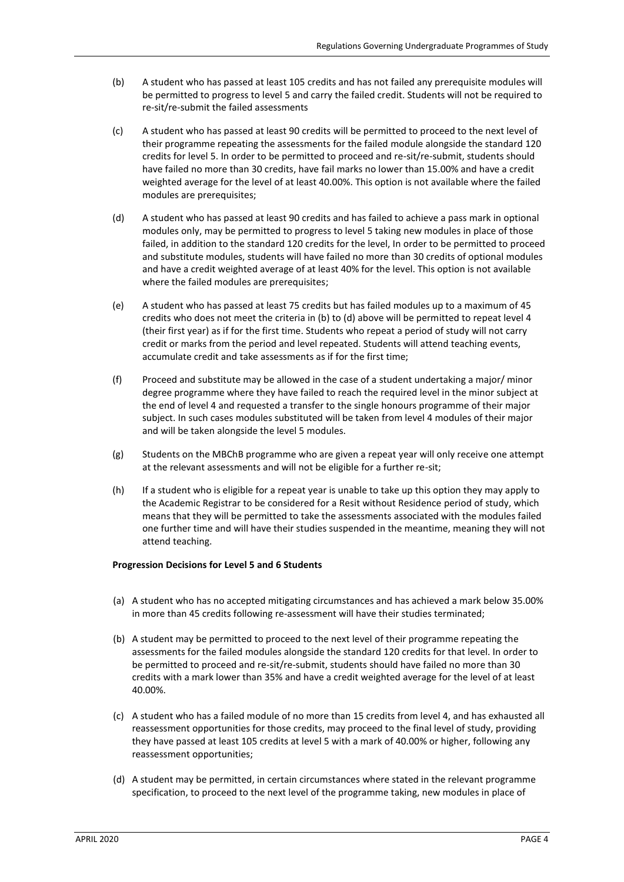(b) A student who has passed at least 105 credits and has not failed any prerequisite modules will be permitted to progress to level 5 and carry the failed credit. Students will not be required to re-sit/re-submit the failed assessments

(c) A student who has passed at least 90 credits will be permitted to proceed to the next level of their programme repeating the assessments for the failed module alongside the standard 120 credits for level 5. In order to be permitted to proceed and re-sit/re-submit, students should have failed no more than 30 credits, have fail marks no lower than 15.00% and have a credit weighted average for the level of at least 40.00%. This option is not available where the failed modules are prerequisites;

(d) A student who has passed at least 90 credits and has failed to achieve a pass mark in optional modules only, may be permitted to progress to level 5 taking new modules in place of those failed, in addition to the standard 120 credits for the level, In order to be permitted to proceed and substitute modules, students will have failed no more than 30 credits of optional modules and have a credit weighted average of at least 40% for the level. This option is not available where the failed modules are prerequisites;

(e) A student who has passed at least 75 credits but has failed modules up to a maximum of 45 credits who does not meet the criteria in (b) to (d) above will be permitted to repeat level 4 (their first year) as if for the first time. Students who repeat a period of study will not carry credit or marks from the period and level repeated. Students will attend teaching events, accumulate credit and take assessments as if for the first time;

(f) Proceed and substitute may be allowed in the case of a student undertaking a major/ minor degree programme where they have failed to reach the required level in the minor subject at the end of level 4 and requested a transfer to the single honours programme of their major subject. In such cases modules substituted will be taken from level 4 modules of their major and will be taken alongside the level 5 modules.

(g) Students on the MBChB programme who are given a repeat year will only receive one attempt at the relevant assessments and will not be eligible for a further re-sit;

(h) If a student who is eligible for a repeat year is unable to take up this option they may apply to the Academic Registrar to be considered for a Resit without Residence period of study, which means that they will be permitted to take the assessments associated with the modules failed one further time and will have their studies suspended in the meantime, meaning they will not attend teaching.

**Progression Decisions for Level 5 and 6 Students**

(a) A student who has no accepted mitigating circumstances and has achieved a mark below 35.00% in more than 45 credits following re-assessment will have their studies terminated;

(b) A student may be permitted to proceed to the next level of their programme repeating the assessments for the failed modules alongside the standard 120 credits for that level. In order to be permitted to proceed and re-sit/re-submit, students should have failed no more than 30 credits with a mark lower than 35% and have a credit weighted average for the level of at least 40.00%.

(c) A student who has a failed module of no more than 15 credits from level 4, and has exhausted all reassessment opportunities for those credits, may proceed to the final level of study, providing they have passed at least 105 credits at level 5 with a mark of 40.00% or higher, following any reassessment opportunities;

(d) A student may be permitted, in certain circumstances where stated in the relevant programme specification, to proceed to the next level of the programme taking, new modules in place of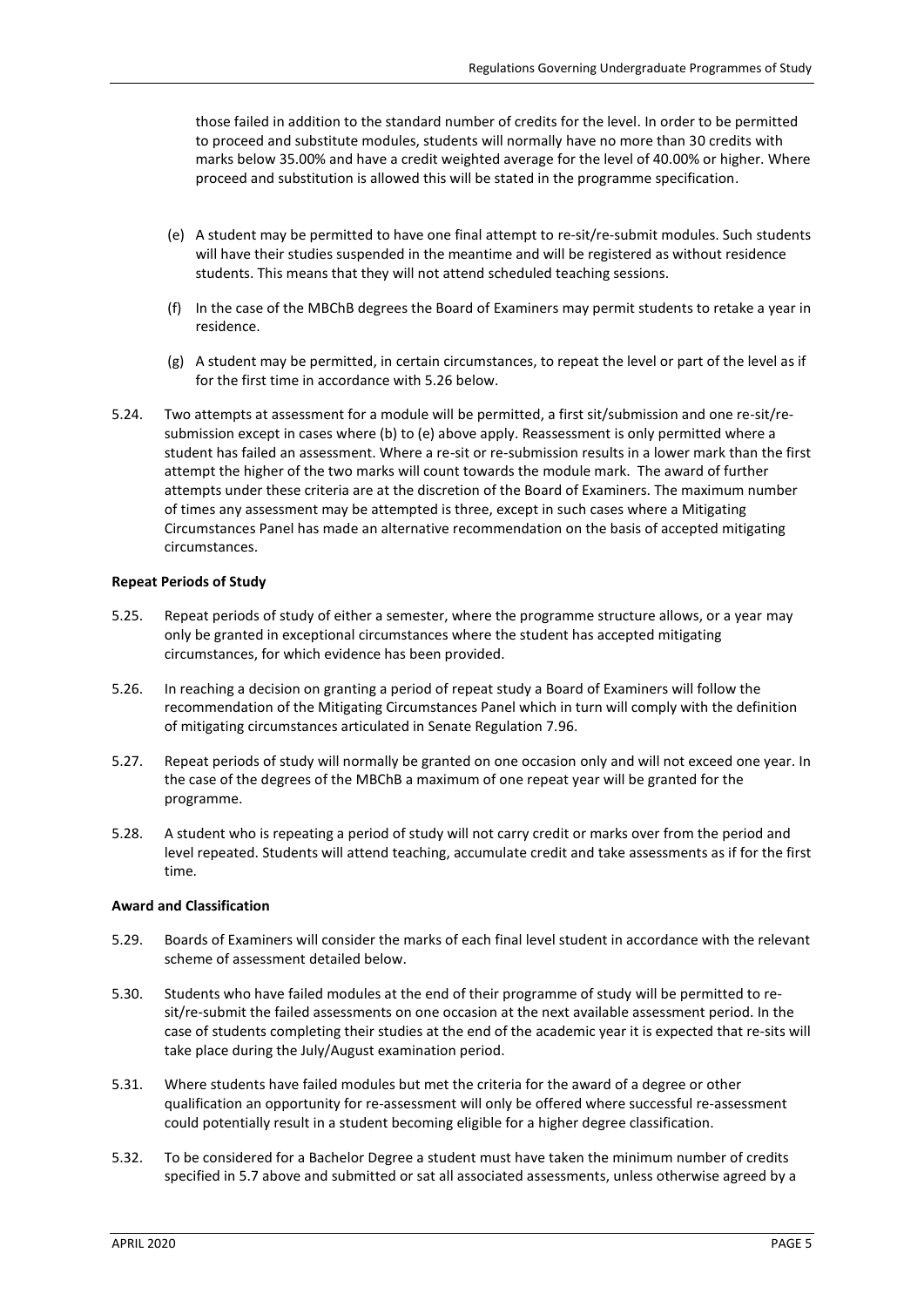those failed in addition to the standard number of credits for the level. In order to be permitted to proceed and substitute modules, students will normally have no more than 30 credits with marks below 35.00% and have a credit weighted average for the level of 40.00% or higher. Where proceed and substitution is allowed this will be stated in the programme specification.

(e) A student may be permitted to have one final attempt to re-sit/re-submit modules. Such students will have their studies suspended in the meantime and will be registered as without residence students. This means that they will not attend scheduled teaching sessions.

(f) In the case of the MBChB degrees the Board of Examiners may permit students to retake a year in residence.

(g) A student may be permitted, in certain circumstances, to repeat the level or part of the level as if for the first time in accordance with 5.26 below.

5.24. Two attempts at assessment for a module will be permitted, a first sit/submission and one re-sit/re-submission except in cases where (b) to (e) above apply. Reassessment is only permitted where a student has failed an assessment. Where a re-sit or re-submission results in a lower mark than the first attempt the higher of the two marks will count towards the module mark. The award of further attempts under these criteria are at the discretion of the Board of Examiners. The maximum number of times any assessment may be attempted is three, except in such cases where a Mitigating Circumstances Panel has made an alternative recommendation on the basis of accepted mitigating circumstances.

**Repeat Periods of Study**

5.25. Repeat periods of study of either a semester, where the programme structure allows, or a year may only be granted in exceptional circumstances where the student has accepted mitigating circumstances, for which evidence has been provided.

5.26. In reaching a decision on granting a period of repeat study a Board of Examiners will follow the recommendation of the Mitigating Circumstances Panel which in turn will comply with the definition of mitigating circumstances articulated in Senate Regulation 7.96.

5.27. Repeat periods of study will normally be granted on one occasion only and will not exceed one year. In the case of the degrees of the MBChB a maximum of one repeat year will be granted for the programme.

5.28. A student who is repeating a period of study will not carry credit or marks over from the period and level repeated. Students will attend teaching, accumulate credit and take assessments as if for the first time.

**Award and Classification**

5.29. Boards of Examiners will consider the marks of each final level student in accordance with the relevant scheme of assessment detailed below.

5.30. Students who have failed modules at the end of their programme of study will be permitted to re-sit/re-submit the failed assessments on one occasion at the next available assessment period. In the case of students completing their studies at the end of the academic year it is expected that re-sits will take place during the July/August examination period.

5.31. Where students have failed modules but met the criteria for the award of a degree or other qualification an opportunity for re-assessment will only be offered where successful re-assessment could potentially result in a student becoming eligible for a higher degree classification.

5.32. To be considered for a Bachelor Degree a student must have taken the minimum number of credits specified in 5.7 above and submitted or sat all associated assessments, unless otherwise agreed by a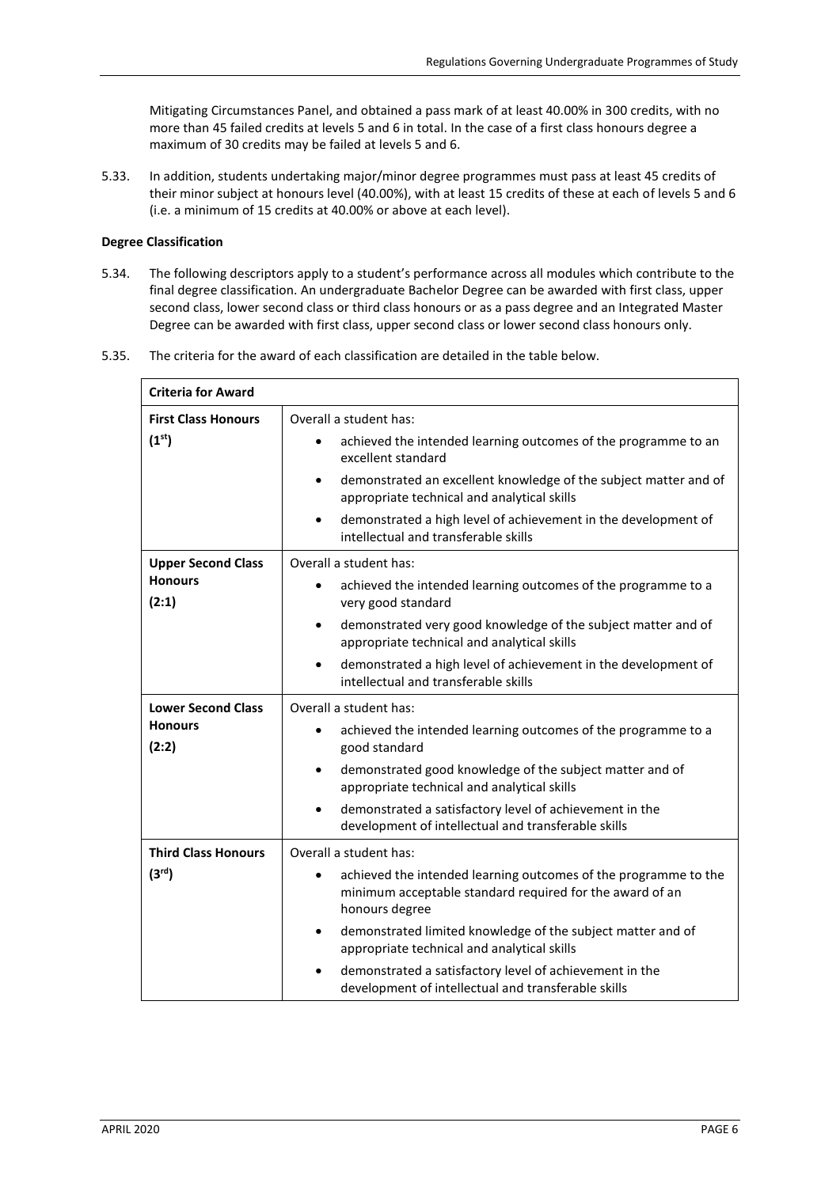Mitigating Circumstances Panel, and obtained a pass mark of at least 40.00% in 300 credits, with no more than 45 failed credits at levels 5 and 6 in total. In the case of a first class honours degree a maximum of 30 credits may be failed at levels 5 and 6.

5.33. In addition, students undertaking major/minor degree programmes must pass at least 45 credits of their minor subject at honours level (40.00%), with at least 15 credits of these at each of levels 5 and 6 (i.e. a minimum of 15 credits at 40.00% or above at each level).

**Degree Classification**

5.34. The following descriptors apply to a student's performance across all modules which contribute to the final degree classification. An undergraduate Bachelor Degree can be awarded with first class, upper second class, lower second class or third class honours or as a pass degree and an Integrated Master Degree can be awarded with first class, upper second class or lower second class honours only.

5.35. The criteria for the award of each classification are detailed in the table below.

| **Criteria for Award** | |
|---|---|
| **First Class Honours (1st)** | Overall a student has:<br>• achieved the intended learning outcomes of the programme to an excellent standard<br>• demonstrated an excellent knowledge of the subject matter and of appropriate technical and analytical skills<br>• demonstrated a high level of achievement in the development of intellectual and transferable skills |
| **Upper Second Class Honours (2:1)** | Overall a student has:<br>• achieved the intended learning outcomes of the programme to a very good standard<br>• demonstrated very good knowledge of the subject matter and of appropriate technical and analytical skills<br>• demonstrated a high level of achievement in the development of intellectual and transferable skills |
| **Lower Second Class Honours (2:2)** | Overall a student has:<br>• achieved the intended learning outcomes of the programme to a good standard<br>• demonstrated good knowledge of the subject matter and of appropriate technical and analytical skills<br>• demonstrated a satisfactory level of achievement in the development of intellectual and transferable skills |
| **Third Class Honours (3rd)** | Overall a student has:<br>• achieved the intended learning outcomes of the programme to the minimum acceptable standard required for the award of an honours degree<br>• demonstrated limited knowledge of the subject matter and of appropriate technical and analytical skills<br>• demonstrated a satisfactory level of achievement in the development of intellectual and transferable skills |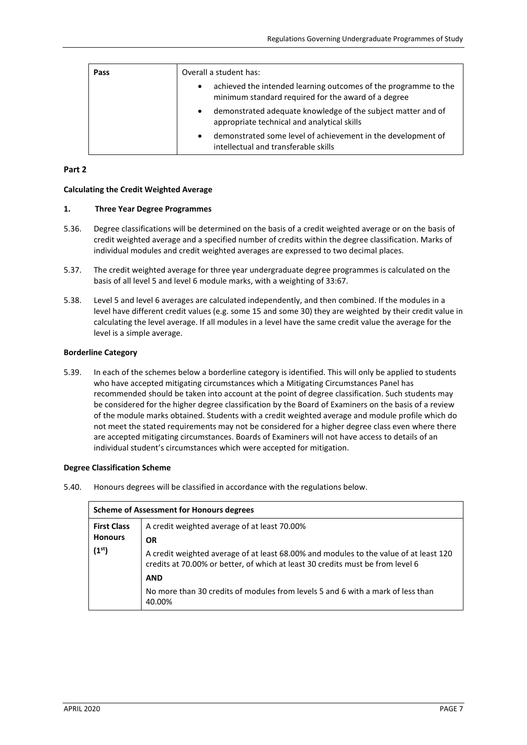| Pass | Overall a student has:<br>• achieved the intended learning outcomes of the programme to the minimum standard required for the award of a degree<br>• demonstrated adequate knowledge of the subject matter and of appropriate technical and analytical skills<br>• demonstrated some level of achievement in the development of intellectual and transferable skills |
|---|---|

**Part 2**

**Calculating the Credit Weighted Average**

**1. Three Year Degree Programmes**

5.36. Degree classifications will be determined on the basis of a credit weighted average or on the basis of credit weighted average and a specified number of credits within the degree classification. Marks of individual modules and credit weighted averages are expressed to two decimal places.

5.37. The credit weighted average for three year undergraduate degree programmes is calculated on the basis of all level 5 and level 6 module marks, with a weighting of 33:67.

5.38. Level 5 and level 6 averages are calculated independently, and then combined. If the modules in a level have different credit values (e.g. some 15 and some 30) they are weighted by their credit value in calculating the level average. If all modules in a level have the same credit value the average for the level is a simple average.

**Borderline Category**

5.39. In each of the schemes below a borderline category is identified. This will only be applied to students who have accepted mitigating circumstances which a Mitigating Circumstances Panel has recommended should be taken into account at the point of degree classification. Such students may be considered for the higher degree classification by the Board of Examiners on the basis of a review of the module marks obtained. Students with a credit weighted average and module profile which do not meet the stated requirements may not be considered for a higher degree class even where there are accepted mitigating circumstances. Boards of Examiners will not have access to details of an individual student's circumstances which were accepted for mitigation.

**Degree Classification Scheme**

5.40. Honours degrees will be classified in accordance with the regulations below.

| **Scheme of Assessment for Honours degrees** | |
|---|---|
| **First Class Honours (1st)** | A credit weighted average of at least 70.00%<br>**OR**<br>A credit weighted average of at least 68.00% and modules to the value of at least 120 credits at 70.00% or better, of which at least 30 credits must be from level 6<br>**AND**<br>No more than 30 credits of modules from levels 5 and 6 with a mark of less than 40.00% |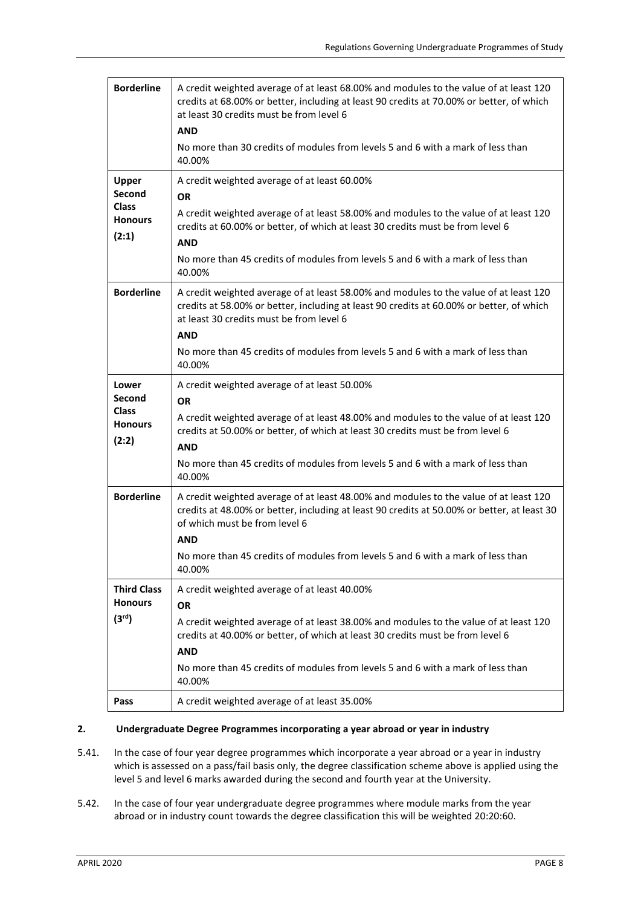| | |
|---|---|
| **Borderline** | A credit weighted average of at least 68.00% and modules to the value of at least 120 credits at 68.00% or better, including at least 90 credits at 70.00% or better, of which at least 30 credits must be from level 6<br>**AND**<br>No more than 30 credits of modules from levels 5 and 6 with a mark of less than 40.00% |
| **Upper Second Class Honours (2:1)** | A credit weighted average of at least 60.00%<br>**OR**<br>A credit weighted average of at least 58.00% and modules to the value of at least 120 credits at 60.00% or better, of which at least 30 credits must be from level 6<br>**AND**<br>No more than 45 credits of modules from levels 5 and 6 with a mark of less than 40.00% |
| **Borderline** | A credit weighted average of at least 58.00% and modules to the value of at least 120 credits at 58.00% or better, including at least 90 credits at 60.00% or better, of which at least 30 credits must be from level 6<br>**AND**<br>No more than 45 credits of modules from levels 5 and 6 with a mark of less than 40.00% |
| **Lower Second Class Honours (2:2)** | A credit weighted average of at least 50.00%<br>**OR**<br>A credit weighted average of at least 48.00% and modules to the value of at least 120 credits at 50.00% or better, of which at least 30 credits must be from level 6<br>**AND**<br>No more than 45 credits of modules from levels 5 and 6 with a mark of less than 40.00% |
| **Borderline** | A credit weighted average of at least 48.00% and modules to the value of at least 120 credits at 48.00% or better, including at least 90 credits at 50.00% or better, at least 30 of which must be from level 6<br>**AND**<br>No more than 45 credits of modules from levels 5 and 6 with a mark of less than 40.00% |
| **Third Class Honours ($3^{rd}$)** | A credit weighted average of at least 40.00%<br>**OR**<br>A credit weighted average of at least 38.00% and modules to the value of at least 120 credits at 40.00% or better, of which at least 30 credits must be from level 6<br>**AND**<br>No more than 45 credits of modules from levels 5 and 6 with a mark of less than 40.00% |
| **Pass** | A credit weighted average of at least 35.00% |

## 2. Undergraduate Degree Programmes incorporating a year abroad or year in industry

5.41. In the case of four year degree programmes which incorporate a year abroad or a year in industry which is assessed on a pass/fail basis only, the degree classification scheme above is applied using the level 5 and level 6 marks awarded during the second and fourth year at the University.

5.42. In the case of four year undergraduate degree programmes where module marks from the year abroad or in industry count towards the degree classification this will be weighted 20:20:60.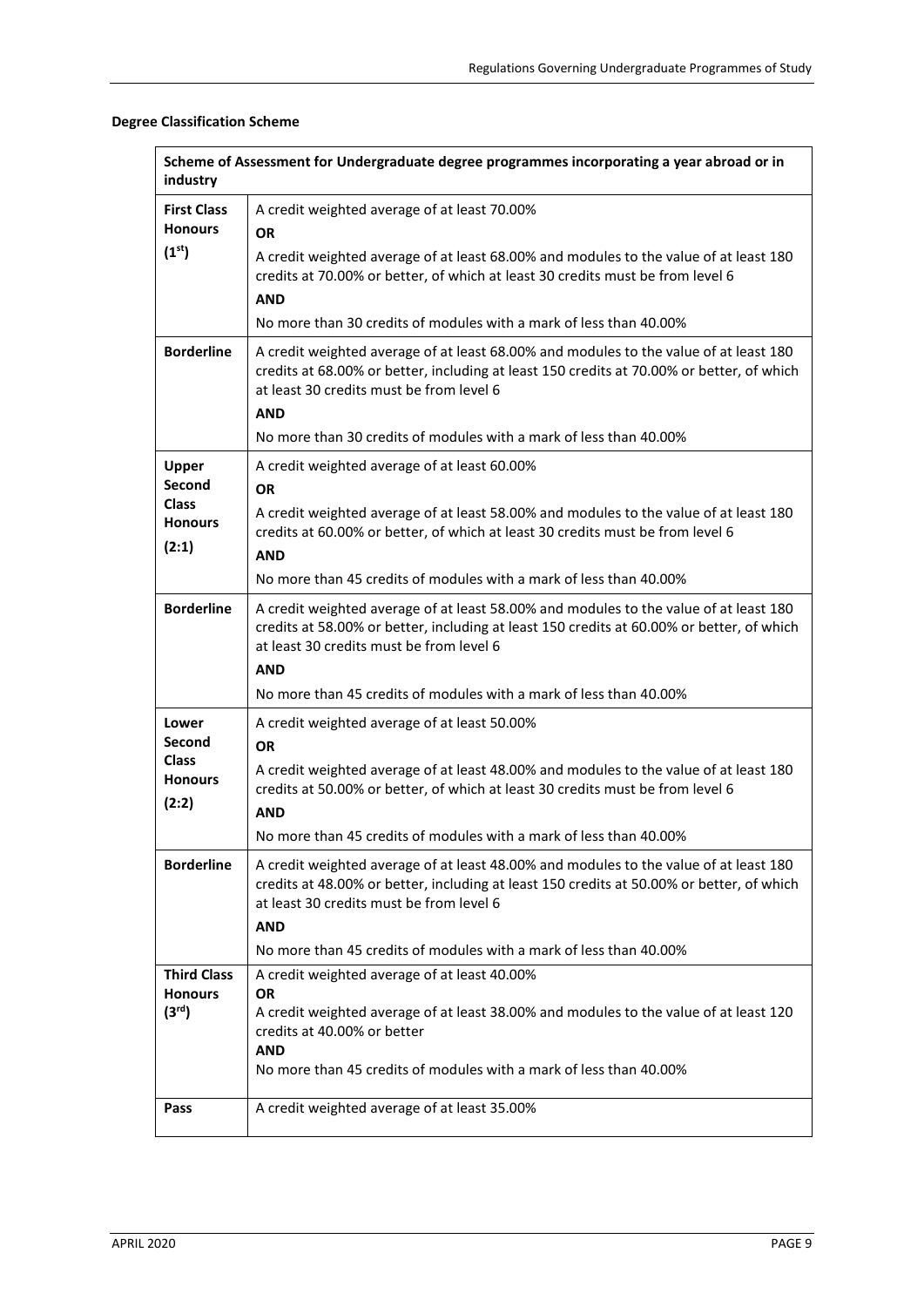**Degree Classification Scheme**

| Scheme of Assessment for Undergraduate degree programmes incorporating a year abroad or in industry | |
|---|---|
| **First Class Honours (1st)** | A credit weighted average of at least 70.00%<br>**OR**<br>A credit weighted average of at least 68.00% and modules to the value of at least 180 credits at 70.00% or better, of which at least 30 credits must be from level 6<br>**AND**<br>No more than 30 credits of modules with a mark of less than 40.00% |
| **Borderline** | A credit weighted average of at least 68.00% and modules to the value of at least 180 credits at 68.00% or better, including at least 150 credits at 70.00% or better, of which at least 30 credits must be from level 6<br>**AND**<br>No more than 30 credits of modules with a mark of less than 40.00% |
| **Upper Second Class Honours (2:1)** | A credit weighted average of at least 60.00%<br>**OR**<br>A credit weighted average of at least 58.00% and modules to the value of at least 180 credits at 60.00% or better, of which at least 30 credits must be from level 6<br>**AND**<br>No more than 45 credits of modules with a mark of less than 40.00% |
| **Borderline** | A credit weighted average of at least 58.00% and modules to the value of at least 180 credits at 58.00% or better, including at least 150 credits at 60.00% or better, of which at least 30 credits must be from level 6<br>**AND**<br>No more than 45 credits of modules with a mark of less than 40.00% |
| **Lower Second Class Honours (2:2)** | A credit weighted average of at least 50.00%<br>**OR**<br>A credit weighted average of at least 48.00% and modules to the value of at least 180 credits at 50.00% or better, of which at least 30 credits must be from level 6<br>**AND**<br>No more than 45 credits of modules with a mark of less than 40.00% |
| **Borderline** | A credit weighted average of at least 48.00% and modules to the value of at least 180 credits at 48.00% or better, including at least 150 credits at 50.00% or better, of which at least 30 credits must be from level 6<br>**AND**<br>No more than 45 credits of modules with a mark of less than 40.00% |
| **Third Class Honours (3rd)** | A credit weighted average of at least 40.00%<br>**OR**<br>A credit weighted average of at least 38.00% and modules to the value of at least 120 credits at 40.00% or better<br>**AND**<br>No more than 45 credits of modules with a mark of less than 40.00% |
| **Pass** | A credit weighted average of at least 35.00% |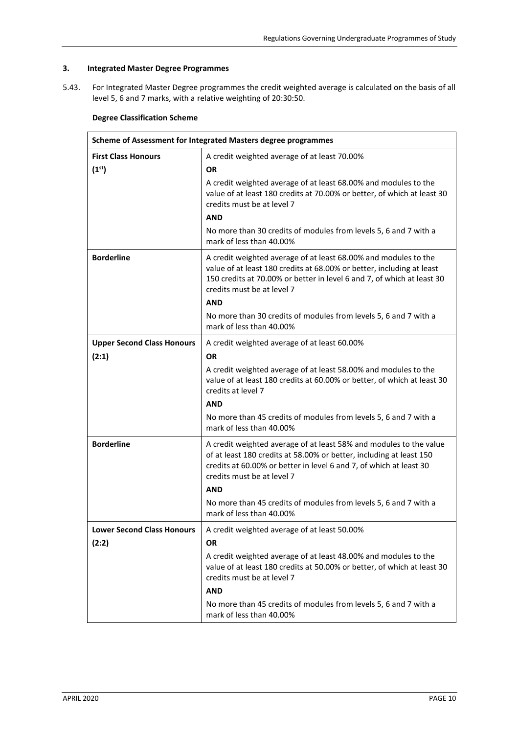### 3. Integrated Master Degree Programmes

5.43. For Integrated Master Degree programmes the credit weighted average is calculated on the basis of all level 5, 6 and 7 marks, with a relative weighting of 20:30:50.

**Degree Classification Scheme**

| Scheme of Assessment for Integrated Masters degree programmes | |
|---|---|
| **First Class Honours (1st)** | A credit weighted average of at least 70.00%<br>**OR**<br>A credit weighted average of at least 68.00% and modules to the value of at least 180 credits at 70.00% or better, of which at least 30 credits must be at level 7<br>**AND**<br>No more than 30 credits of modules from levels 5, 6 and 7 with a mark of less than 40.00% |
| **Borderline** | A credit weighted average of at least 68.00% and modules to the value of at least 180 credits at 68.00% or better, including at least 150 credits at 70.00% or better in level 6 and 7, of which at least 30 credits must be at level 7<br>**AND**<br>No more than 30 credits of modules from levels 5, 6 and 7 with a mark of less than 40.00% |
| **Upper Second Class Honours (2:1)** | A credit weighted average of at least 60.00%<br>**OR**<br>A credit weighted average of at least 58.00% and modules to the value of at least 180 credits at 60.00% or better, of which at least 30 credits at level 7<br>**AND**<br>No more than 45 credits of modules from levels 5, 6 and 7 with a mark of less than 40.00% |
| **Borderline** | A credit weighted average of at least 58% and modules to the value of at least 180 credits at 58.00% or better, including at least 150 credits at 60.00% or better in level 6 and 7, of which at least 30 credits must be at level 7<br>**AND**<br>No more than 45 credits of modules from levels 5, 6 and 7 with a mark of less than 40.00% |
| **Lower Second Class Honours (2:2)** | A credit weighted average of at least 50.00%<br>**OR**<br>A credit weighted average of at least 48.00% and modules to the value of at least 180 credits at 50.00% or better, of which at least 30 credits must be at level 7<br>**AND**<br>No more than 45 credits of modules from levels 5, 6 and 7 with a mark of less than 40.00% |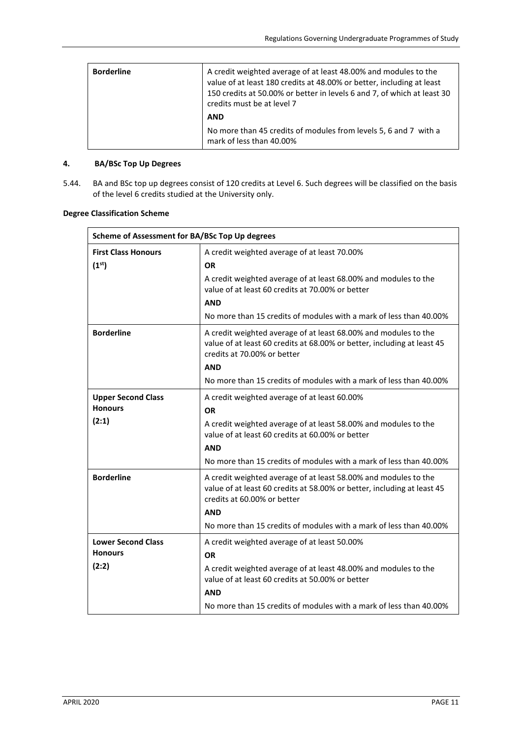| Borderline | A credit weighted average of at least 48.00% and modules to the value of at least 180 credits at 48.00% or better, including at least 150 credits at 50.00% or better in levels 6 and 7, of which at least 30 credits must be at level 7<br><br>**AND**<br><br>No more than 45 credits of modules from levels 5, 6 and 7 with a mark of less than 40.00% |
|---|---|

## 4. BA/BSc Top Up Degrees

5.44. BA and BSc top up degrees consist of 120 credits at Level 6. Such degrees will be classified on the basis of the level 6 credits studied at the University only.

**Degree Classification Scheme**

| Scheme of Assessment for BA/BSc Top Up degrees | |
|---|---|
| **First Class Honours (1st)** | A credit weighted average of at least 70.00%<br>**OR**<br>A credit weighted average of at least 68.00% and modules to the value of at least 60 credits at 70.00% or better<br>**AND**<br>No more than 15 credits of modules with a mark of less than 40.00% |
| **Borderline** | A credit weighted average of at least 68.00% and modules to the value of at least 60 credits at 68.00% or better, including at least 45 credits at 70.00% or better<br>**AND**<br>No more than 15 credits of modules with a mark of less than 40.00% |
| **Upper Second Class Honours (2:1)** | A credit weighted average of at least 60.00%<br>**OR**<br>A credit weighted average of at least 58.00% and modules to the value of at least 60 credits at 60.00% or better<br>**AND**<br>No more than 15 credits of modules with a mark of less than 40.00% |
| **Borderline** | A credit weighted average of at least 58.00% and modules to the value of at least 60 credits at 58.00% or better, including at least 45 credits at 60.00% or better<br>**AND**<br>No more than 15 credits of modules with a mark of less than 40.00% |
| **Lower Second Class Honours (2:2)** | A credit weighted average of at least 50.00%<br>**OR**<br>A credit weighted average of at least 48.00% and modules to the value of at least 60 credits at 50.00% or better<br>**AND**<br>No more than 15 credits of modules with a mark of less than 40.00% |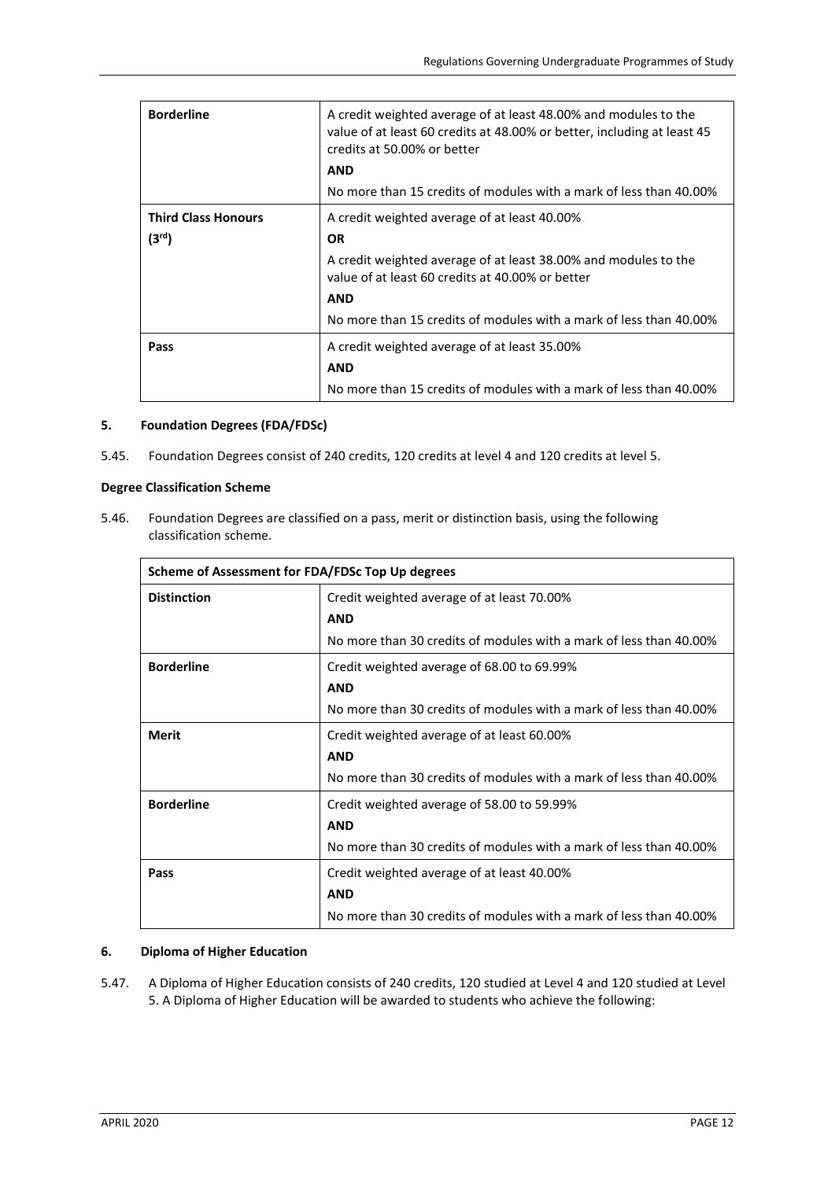| | |
|---|---|
| **Borderline** | A credit weighted average of at least 48.00% and modules to the value of at least 60 credits at 48.00% or better, including at least 45 credits at 50.00% or better<br>**AND**<br>No more than 15 credits of modules with a mark of less than 40.00% |
| **Third Class Honours (3rd)** | A credit weighted average of at least 40.00%<br>**OR**<br>A credit weighted average of at least 38.00% and modules to the value of at least 60 credits at 40.00% or better<br>**AND**<br>No more than 15 credits of modules with a mark of less than 40.00% |
| **Pass** | A credit weighted average of at least 35.00%<br>**AND**<br>No more than 15 credits of modules with a mark of less than 40.00% |

#### 5. Foundation Degrees (FDA/FDSc)

5.45. Foundation Degrees consist of 240 credits, 120 credits at level 4 and 120 credits at level 5.

**Degree Classification Scheme**

5.46. Foundation Degrees are classified on a pass, merit or distinction basis, using the following classification scheme.

| Scheme of Assessment for FDA/FDSc Top Up degrees | |
|---|---|
| **Distinction** | Credit weighted average of at least 70.00%<br>**AND**<br>No more than 30 credits of modules with a mark of less than 40.00% |
| **Borderline** | Credit weighted average of 68.00 to 69.99%<br>**AND**<br>No more than 30 credits of modules with a mark of less than 40.00% |
| **Merit** | Credit weighted average of at least 60.00%<br>**AND**<br>No more than 30 credits of modules with a mark of less than 40.00% |
| **Borderline** | Credit weighted average of 58.00 to 59.99%<br>**AND**<br>No more than 30 credits of modules with a mark of less than 40.00% |
| **Pass** | Credit weighted average of at least 40.00%<br>**AND**<br>No more than 30 credits of modules with a mark of less than 40.00% |

#### 6. Diploma of Higher Education

5.47. A Diploma of Higher Education consists of 240 credits, 120 studied at Level 4 and 120 studied at Level 5. A Diploma of Higher Education will be awarded to students who achieve the following: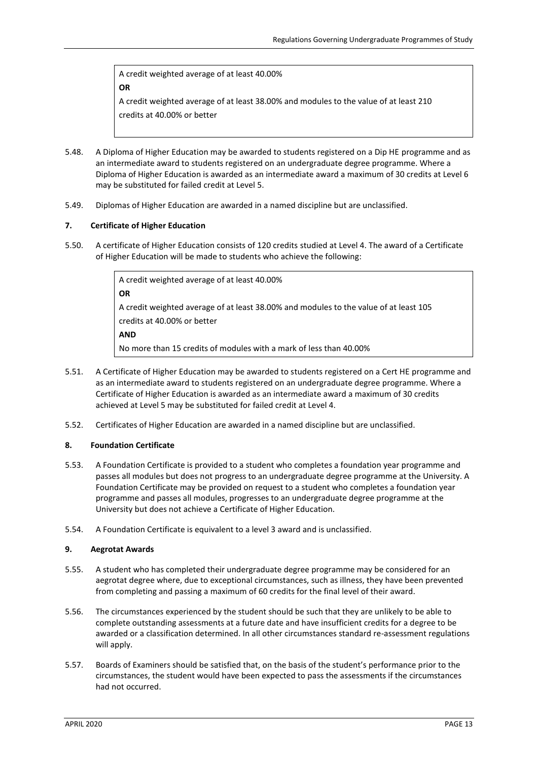> A credit weighted average of at least 40.00%
>
> **OR**
>
> A credit weighted average of at least 38.00% and modules to the value of at least 210 credits at 40.00% or better

5.48. A Diploma of Higher Education may be awarded to students registered on a Dip HE programme and as an intermediate award to students registered on an undergraduate degree programme. Where a Diploma of Higher Education is awarded as an intermediate award a maximum of 30 credits at Level 6 may be substituted for failed credit at Level 5.

5.49. Diplomas of Higher Education are awarded in a named discipline but are unclassified.

### 7. Certificate of Higher Education

5.50. A certificate of Higher Education consists of 120 credits studied at Level 4. The award of a Certificate of Higher Education will be made to students who achieve the following:

> A credit weighted average of at least 40.00%
>
> **OR**
>
> A credit weighted average of at least 38.00% and modules to the value of at least 105 credits at 40.00% or better
>
> **AND**
>
> No more than 15 credits of modules with a mark of less than 40.00%

5.51. A Certificate of Higher Education may be awarded to students registered on a Cert HE programme and as an intermediate award to students registered on an undergraduate degree programme. Where a Certificate of Higher Education is awarded as an intermediate award a maximum of 30 credits achieved at Level 5 may be substituted for failed credit at Level 4.

5.52. Certificates of Higher Education are awarded in a named discipline but are unclassified.

### 8. Foundation Certificate

5.53. A Foundation Certificate is provided to a student who completes a foundation year programme and passes all modules but does not progress to an undergraduate degree programme at the University. A Foundation Certificate may be provided on request to a student who completes a foundation year programme and passes all modules, progresses to an undergraduate degree programme at the University but does not achieve a Certificate of Higher Education.

5.54. A Foundation Certificate is equivalent to a level 3 award and is unclassified.

### 9. Aegrotat Awards

5.55. A student who has completed their undergraduate degree programme may be considered for an aegrotat degree where, due to exceptional circumstances, such as illness, they have been prevented from completing and passing a maximum of 60 credits for the final level of their award.

5.56. The circumstances experienced by the student should be such that they are unlikely to be able to complete outstanding assessments at a future date and have insufficient credits for a degree to be awarded or a classification determined. In all other circumstances standard re-assessment regulations will apply.

5.57. Boards of Examiners should be satisfied that, on the basis of the student's performance prior to the circumstances, the student would have been expected to pass the assessments if the circumstances had not occurred.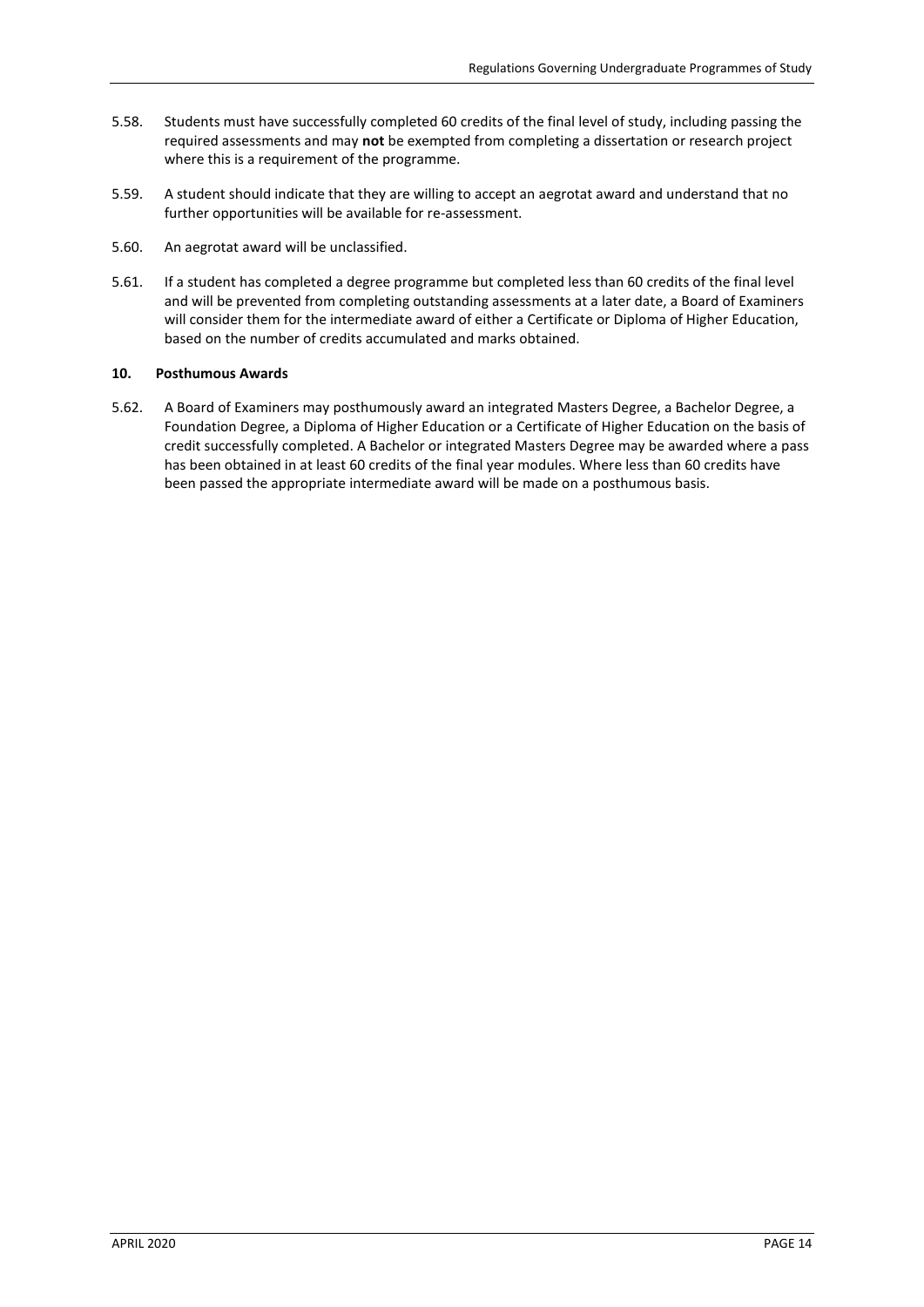5.58. Students must have successfully completed 60 credits of the final level of study, including passing the required assessments and may **not** be exempted from completing a dissertation or research project where this is a requirement of the programme.

5.59. A student should indicate that they are willing to accept an aegrotat award and understand that no further opportunities will be available for re-assessment.

5.60. An aegrotat award will be unclassified.

5.61. If a student has completed a degree programme but completed less than 60 credits of the final level and will be prevented from completing outstanding assessments at a later date, a Board of Examiners will consider them for the intermediate award of either a Certificate or Diploma of Higher Education, based on the number of credits accumulated and marks obtained.

### 10. Posthumous Awards

5.62. A Board of Examiners may posthumously award an integrated Masters Degree, a Bachelor Degree, a Foundation Degree, a Diploma of Higher Education or a Certificate of Higher Education on the basis of credit successfully completed. A Bachelor or integrated Masters Degree may be awarded where a pass has been obtained in at least 60 credits of the final year modules. Where less than 60 credits have been passed the appropriate intermediate award will be made on a posthumous basis.